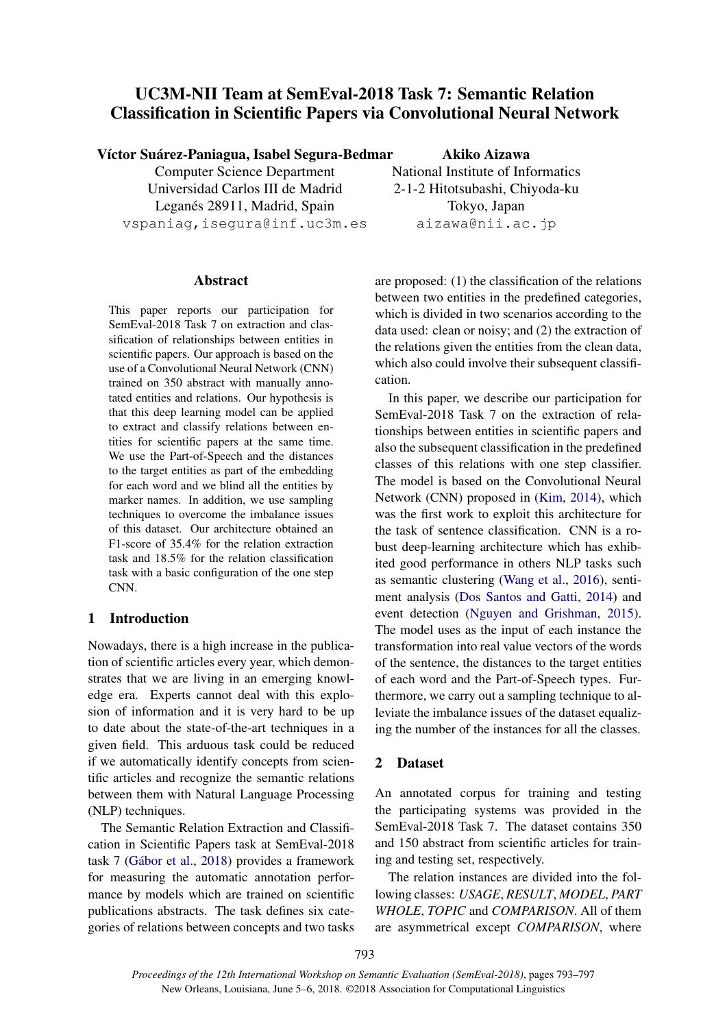# UC3M-NII Team at SemEval-2018 Task 7: Semantic Relation Classification in Scientific Papers via Convolutional Neural Network

**Víctor Suárez-Paniagua, Isabel Segura-Bedmar**
Computer Science Department
Universidad Carlos III de Madrid
Leganés 28911, Madrid, Spain
vspaniag,isegura@inf.uc3m.es

**Akiko Aizawa**
National Institute of Informatics
2-1-2 Hitotsubashi, Chiyoda-ku
Tokyo, Japan
aizawa@nii.ac.jp

## Abstract

This paper reports our participation for SemEval-2018 Task 7 on extraction and classification of relationships between entities in scientific papers. Our approach is based on the use of a Convolutional Neural Network (CNN) trained on 350 abstract with manually annotated entities and relations. Our hypothesis is that this deep learning model can be applied to extract and classify relations between entities for scientific papers at the same time. We use the Part-of-Speech and the distances to the target entities as part of the embedding for each word and we blind all the entities by marker names. In addition, we use sampling techniques to overcome the imbalance issues of this dataset. Our architecture obtained an F1-score of 35.4% for the relation extraction task and 18.5% for the relation classification task with a basic configuration of the one step CNN.

## 1 Introduction

Nowadays, there is a high increase in the publication of scientific articles every year, which demonstrates that we are living in an emerging knowledge era. Experts cannot deal with this explosion of information and it is very hard to be up to date about the state-of-the-art techniques in a given field. This arduous task could be reduced if we automatically identify concepts from scientific articles and recognize the semantic relations between them with Natural Language Processing (NLP) techniques.

The Semantic Relation Extraction and Classification in Scientific Papers task at SemEval-2018 task 7 (Gábor et al., 2018) provides a framework for measuring the automatic annotation performance by models which are trained on scientific publications abstracts. The task defines six categories of relations between concepts and two tasks are proposed: (1) the classification of the relations between two entities in the predefined categories, which is divided in two scenarios according to the data used: clean or noisy; and (2) the extraction of the relations given the entities from the clean data, which also could involve their subsequent classification.

In this paper, we describe our participation for SemEval-2018 Task 7 on the extraction of relationships between entities in scientific papers and also the subsequent classification in the predefined classes of this relations with one step classifier. The model is based on the Convolutional Neural Network (CNN) proposed in (Kim, 2014), which was the first work to exploit this architecture for the task of sentence classification. CNN is a robust deep-learning architecture which has exhibited good performance in others NLP tasks such as semantic clustering (Wang et al., 2016), sentiment analysis (Dos Santos and Gatti, 2014) and event detection (Nguyen and Grishman, 2015). The model uses as the input of each instance the transformation into real value vectors of the words of the sentence, the distances to the target entities of each word and the Part-of-Speech types. Furthermore, we carry out a sampling technique to alleviate the imbalance issues of the dataset equalizing the number of the instances for all the classes.

## 2 Dataset

An annotated corpus for training and testing the participating systems was provided in the SemEval-2018 Task 7. The dataset contains 350 and 150 abstract from scientific articles for training and testing set, respectively.

The relation instances are divided into the following classes: *USAGE*, *RESULT*, *MODEL*, *PART WHOLE*, *TOPIC* and *COMPARISON*. All of them are asymmetrical except *COMPARISON*, where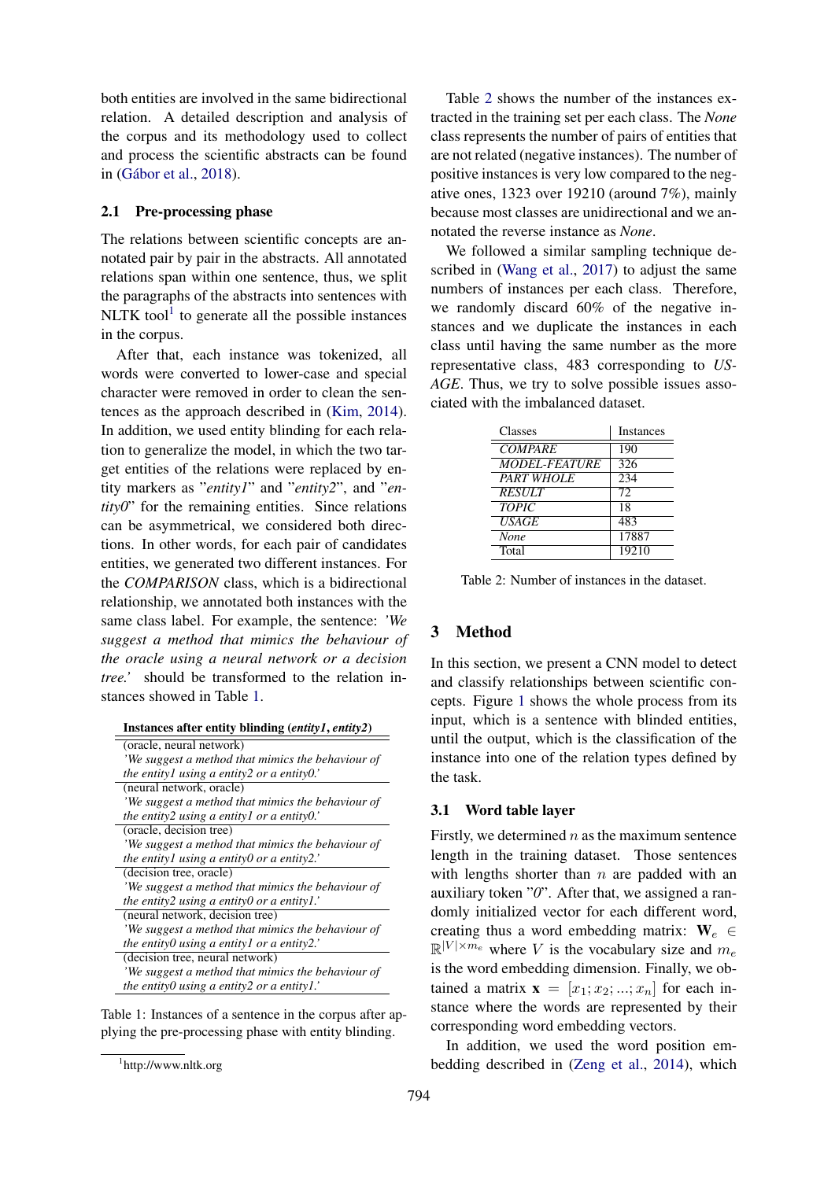both entities are involved in the same bidirectional relation. A detailed description and analysis of the corpus and its methodology used to collect and process the scientific abstracts can be found in (Gábor et al., 2018).

### 2.1 Pre-processing phase

The relations between scientific concepts are annotated pair by pair in the abstracts. All annotated relations span within one sentence, thus, we split the paragraphs of the abstracts into sentences with NLTK tool[1] to generate all the possible instances in the corpus.

After that, each instance was tokenized, all words were converted to lower-case and special character were removed in order to clean the sentences as the approach described in (Kim, 2014). In addition, we used entity blinding for each relation to generalize the model, in which the two target entities of the relations were replaced by entity markers as "*entity1*" and "*entity2*", and "*entity0*" for the remaining entities. Since relations can be asymmetrical, we considered both directions. In other words, for each pair of candidates entities, we generated two different instances. For the *COMPARISON* class, which is a bidirectional relationship, we annotated both instances with the same class label. For example, the sentence: *'We suggest a method that mimics the behaviour of the oracle using a neural network or a decision tree.'* should be transformed to the relation instances showed in Table 1.

| **Instances after entity blinding (*entity1*, *entity2*)** |
|---|
| (oracle, neural network) *'We suggest a method that mimics the behaviour of the entity1 using a entity2 or a entity0.'* |
| (neural network, oracle) *'We suggest a method that mimics the behaviour of the entity2 using a entity1 or a entity0.'* |
| (oracle, decision tree) *'We suggest a method that mimics the behaviour of the entity1 using a entity0 or a entity2.'* |
| (decision tree, oracle) *'We suggest a method that mimics the behaviour of the entity2 using a entity0 or a entity1.'* |
| (neural network, decision tree) *'We suggest a method that mimics the behaviour of the entity0 using a entity1 or a entity2.'* |
| (decision tree, neural network) *'We suggest a method that mimics the behaviour of the entity0 using a entity2 or a entity1.'* |

Table 1: Instances of a sentence in the corpus after applying the pre-processing phase with entity blinding.

[1] http://www.nltk.org

Table 2 shows the number of the instances extracted in the training set per each class. The *None* class represents the number of pairs of entities that are not related (negative instances). The number of positive instances is very low compared to the negative ones, 1323 over 19210 (around 7%), mainly because most classes are unidirectional and we annotated the reverse instance as *None*.

We followed a similar sampling technique described in (Wang et al., 2017) to adjust the same numbers of instances per each class. Therefore, we randomly discard 60% of the negative instances and we duplicate the instances in each class until having the same number as the more representative class, 483 corresponding to *USAGE*. Thus, we try to solve possible issues associated with the imbalanced dataset.

| Classes | Instances |
|---|---|
| *COMPARE* | 190 |
| *MODEL-FEATURE* | 326 |
| *PART WHOLE* | 234 |
| *RESULT* | 72 |
| *TOPIC* | 18 |
| *USAGE* | 483 |
| *None* | 17887 |
| Total | 19210 |

Table 2: Number of instances in the dataset.

## 3 Method

In this section, we present a CNN model to detect and classify relationships between scientific concepts. Figure 1 shows the whole process from its input, which is a sentence with blinded entities, until the output, which is the classification of the instance into one of the relation types defined by the task.

### 3.1 Word table layer

Firstly, we determined $n$ as the maximum sentence length in the training dataset. Those sentences with lengths shorter than $n$ are padded with an auxiliary token "*0*". After that, we assigned a randomly initialized vector for each different word, creating thus a word embedding matrix: $\mathbf{W}_e \in \mathbb{R}^{|V| \times m_e}$ where $V$ is the vocabulary size and $m_e$ is the word embedding dimension. Finally, we obtained a matrix $\mathbf{x} = [x_1; x_2; ...; x_n]$ for each instance where the words are represented by their corresponding word embedding vectors.

In addition, we used the word position embedding described in (Zeng et al., 2014), which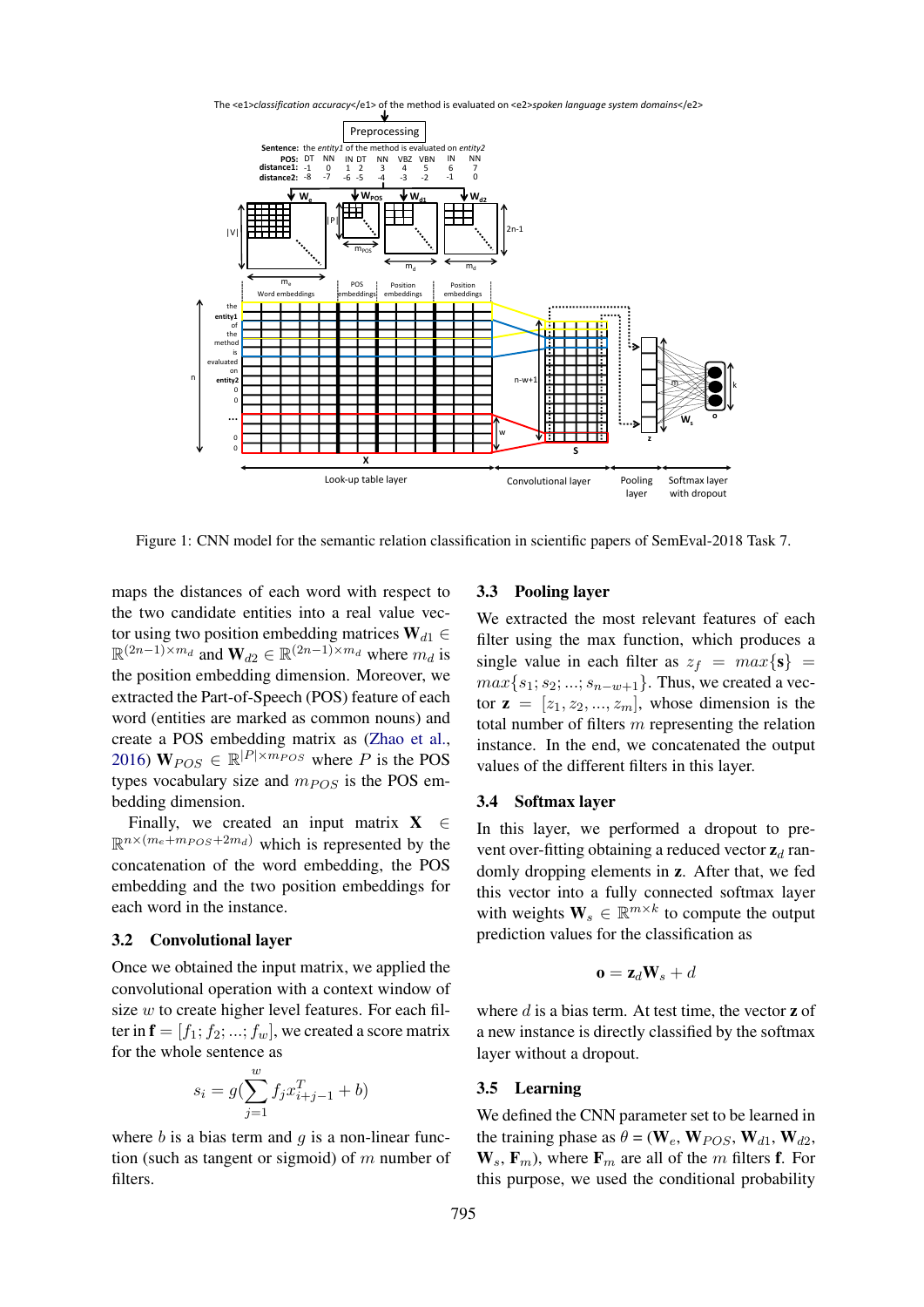Figure 1: CNN model for the semantic relation classification in scientific papers of SemEval-2018 Task 7.

maps the distances of each word with respect to the two candidate entities into a real value vector using two position embedding matrices $\mathbf{W}_{d1} \in \mathbb{R}^{(2n-1)\times m_d}$ and $\mathbf{W}_{d2} \in \mathbb{R}^{(2n-1)\times m_d}$ where $m_d$ is the position embedding dimension. Moreover, we extracted the Part-of-Speech (POS) feature of each word (entities are marked as common nouns) and create a POS embedding matrix as (Zhao et al., 2016) $\mathbf{W}_{POS} \in \mathbb{R}^{|P|\times m_{POS}}$ where $P$ is the POS types vocabulary size and $m_{POS}$ is the POS embedding dimension.

Finally, we created an input matrix $\mathbf{X} \in \mathbb{R}^{n\times(m_e+m_{POS}+2m_d)}$ which is represented by the concatenation of the word embedding, the POS embedding and the two position embeddings for each word in the instance.

### 3.2 Convolutional layer

Once we obtained the input matrix, we applied the convolutional operation with a context window of size $w$ to create higher level features. For each filter in $\mathbf{f} = [f_1; f_2; ...; f_w]$, we created a score matrix for the whole sentence as

$$s_i = g(\sum_{j=1}^{w} f_j x_{i+j-1}^T + b)$$

where $b$ is a bias term and $g$ is a non-linear function (such as tangent or sigmoid) of $m$ number of filters.

### 3.3 Pooling layer

We extracted the most relevant features of each filter using the max function, which produces a single value in each filter as $z_f = max\{\mathbf{s}\} = max\{s_1; s_2; ...; s_{n-w+1}\}$. Thus, we created a vector $\mathbf{z} = [z_1, z_2, ..., z_m]$, whose dimension is the total number of filters $m$ representing the relation instance. In the end, we concatenated the output values of the different filters in this layer.

### 3.4 Softmax layer

In this layer, we performed a dropout to prevent over-fitting obtaining a reduced vector $\mathbf{z}_d$ randomly dropping elements in $\mathbf{z}$. After that, we fed this vector into a fully connected softmax layer with weights $\mathbf{W}_s \in \mathbb{R}^{m\times k}$ to compute the output prediction values for the classification as

$$\mathbf{o} = \mathbf{z}_d \mathbf{W}_s + d$$

where $d$ is a bias term. At test time, the vector $\mathbf{z}$ of a new instance is directly classified by the softmax layer without a dropout.

### 3.5 Learning

We defined the CNN parameter set to be learned in the training phase as $\theta$ = ($\mathbf{W}_e$, $\mathbf{W}_{POS}$, $\mathbf{W}_{d1}$, $\mathbf{W}_{d2}$, $\mathbf{W}_s$, $\mathbf{F}_m$), where $\mathbf{F}_m$ are all of the $m$ filters $\mathbf{f}$. For this purpose, we used the conditional probability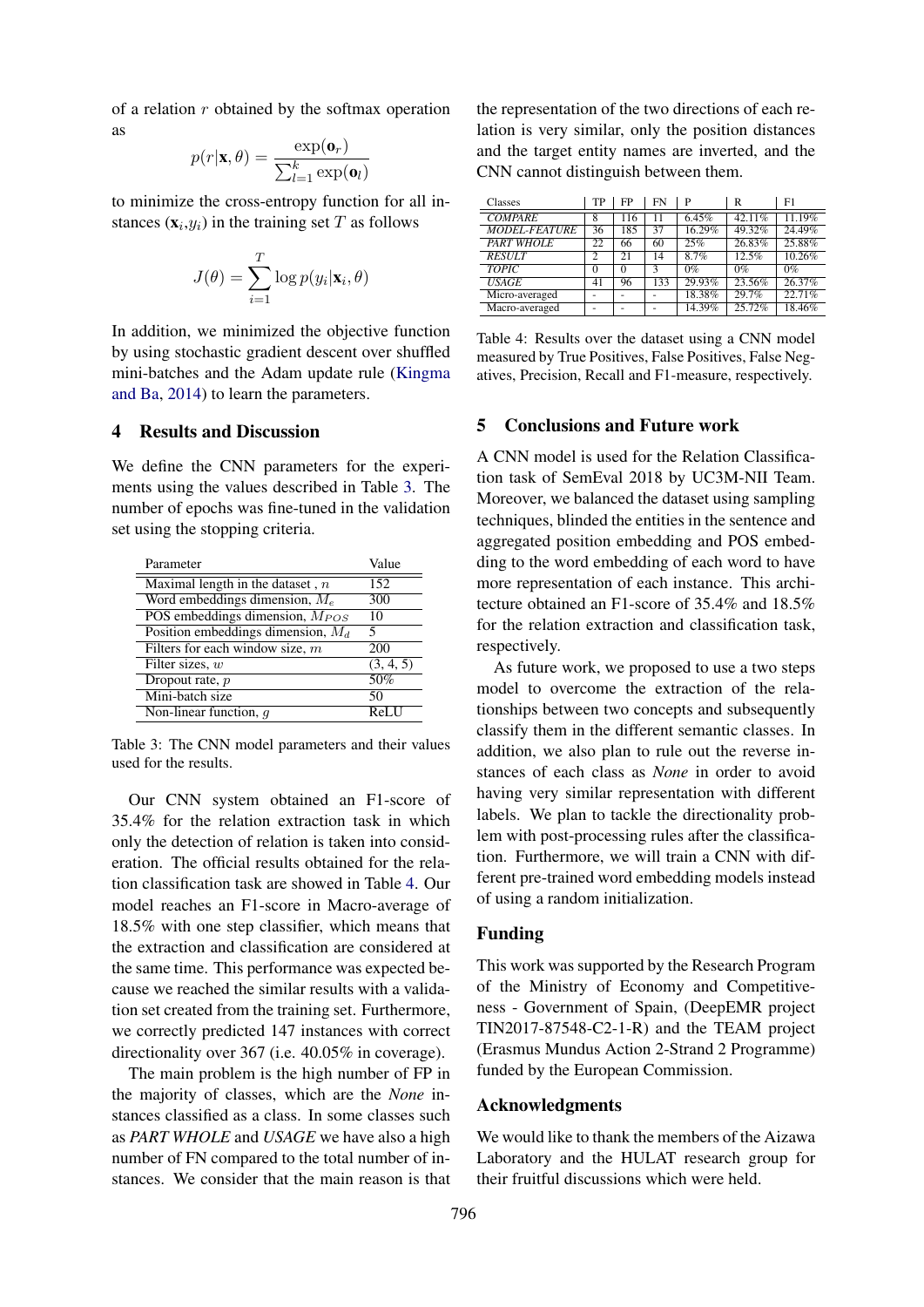of a relation $r$ obtained by the softmax operation as

$$p(r|\mathbf{x}, \theta) = \frac{\exp(\mathbf{o}_r)}{\sum_{l=1}^{k} \exp(\mathbf{o}_l)}$$

to minimize the cross-entropy function for all instances ($\mathbf{x}_i$,$y_i$) in the training set $T$ as follows

$$J(\theta) = \sum_{i=1}^{T} \log p(y_i|\mathbf{x}_i, \theta)$$

In addition, we minimized the objective function by using stochastic gradient descent over shuffled mini-batches and the Adam update rule (Kingma and Ba, 2014) to learn the parameters.

## 4 Results and Discussion

We define the CNN parameters for the experiments using the values described in Table 3. The number of epochs was fine-tuned in the validation set using the stopping criteria.

| Parameter | Value |
|---|---|
| Maximal length in the dataset , $n$ | 152 |
| Word embeddings dimension, $M_e$ | 300 |
| POS embeddings dimension, $M_{POS}$ | 10 |
| Position embeddings dimension, $M_d$ | 5 |
| Filters for each window size, $m$ | 200 |
| Filter sizes, $w$ | (3, 4, 5) |
| Dropout rate, $p$ | 50% |
| Mini-batch size | 50 |
| Non-linear function, $g$ | ReLU |

Table 3: The CNN model parameters and their values used for the results.

Our CNN system obtained an F1-score of 35.4% for the relation extraction task in which only the detection of relation is taken into consideration. The official results obtained for the relation classification task are showed in Table 4. Our model reaches an F1-score in Macro-average of 18.5% with one step classifier, which means that the extraction and classification are considered at the same time. This performance was expected because we reached the similar results with a validation set created from the training set. Furthermore, we correctly predicted 147 instances with correct directionality over 367 (i.e. 40.05% in coverage).

The main problem is the high number of FP in the majority of classes, which are the *None* instances classified as a class. In some classes such as *PART WHOLE* and *USAGE* we have also a high number of FN compared to the total number of instances. We consider that the main reason is that the representation of the two directions of each relation is very similar, only the position distances and the target entity names are inverted, and the CNN cannot distinguish between them.

| Classes | TP | FP | FN | P | R | F1 |
|---|---|---|---|---|---|---|
| *COMPARE* | 8 | 116 | 11 | 6.45% | 42.11% | 11.19% |
| *MODEL-FEATURE* | 36 | 185 | 37 | 16.29% | 49.32% | 24.49% |
| *PART WHOLE* | 22 | 66 | 60 | 25% | 26.83% | 25.88% |
| *RESULT* | 2 | 21 | 14 | 8.7% | 12.5% | 10.26% |
| *TOPIC* | 0 | 0 | 3 | 0% | 0% | 0% |
| *USAGE* | 41 | 96 | 133 | 29.93% | 23.56% | 26.37% |
| Micro-averaged | - | - | - | 18.38% | 29.7% | 22.71% |
| Macro-averaged | - | - | - | 14.39% | 25.72% | 18.46% |

Table 4: Results over the dataset using a CNN model measured by True Positives, False Positives, False Negatives, Precision, Recall and F1-measure, respectively.

## 5 Conclusions and Future work

A CNN model is used for the Relation Classification task of SemEval 2018 by UC3M-NII Team. Moreover, we balanced the dataset using sampling techniques, blinded the entities in the sentence and aggregated position embedding and POS embedding to the word embedding of each word to have more representation of each instance. This architecture obtained an F1-score of 35.4% and 18.5% for the relation extraction and classification task, respectively.

As future work, we proposed to use a two steps model to overcome the extraction of the relationships between two concepts and subsequently classify them in the different semantic classes. In addition, we also plan to rule out the reverse instances of each class as *None* in order to avoid having very similar representation with different labels. We plan to tackle the directionality problem with post-processing rules after the classification. Furthermore, we will train a CNN with different pre-trained word embedding models instead of using a random initialization.

## Funding

This work was supported by the Research Program of the Ministry of Economy and Competitiveness - Government of Spain, (DeepEMR project TIN2017-87548-C2-1-R) and the TEAM project (Erasmus Mundus Action 2-Strand 2 Programme) funded by the European Commission.

## Acknowledgments

We would like to thank the members of the Aizawa Laboratory and the HULAT research group for their fruitful discussions which were held.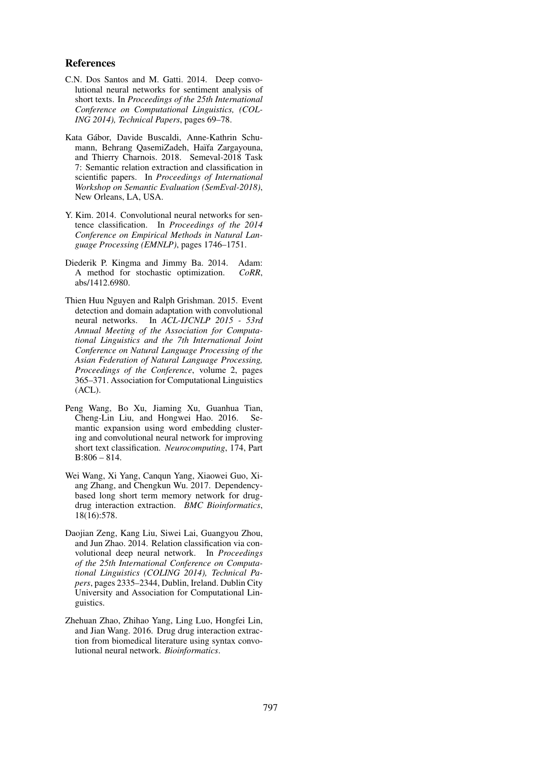## References

C.N. Dos Santos and M. Gatti. 2014. Deep convolutional neural networks for sentiment analysis of short texts. In *Proceedings of the 25th International Conference on Computational Linguistics, (COLING 2014), Technical Papers*, pages 69–78.

Kata Gábor, Davide Buscaldi, Anne-Kathrin Schumann, Behrang QasemiZadeh, Haïfa Zargayouna, and Thierry Charnois. 2018. Semeval-2018 Task 7: Semantic relation extraction and classification in scientific papers. In *Proceedings of International Workshop on Semantic Evaluation (SemEval-2018)*, New Orleans, LA, USA.

Y. Kim. 2014. Convolutional neural networks for sentence classification. In *Proceedings of the 2014 Conference on Empirical Methods in Natural Language Processing (EMNLP)*, pages 1746–1751.

Diederik P. Kingma and Jimmy Ba. 2014. Adam: A method for stochastic optimization. *CoRR*, abs/1412.6980.

Thien Huu Nguyen and Ralph Grishman. 2015. Event detection and domain adaptation with convolutional neural networks. In *ACL-IJCNLP 2015 - 53rd Annual Meeting of the Association for Computational Linguistics and the 7th International Joint Conference on Natural Language Processing of the Asian Federation of Natural Language Processing, Proceedings of the Conference*, volume 2, pages 365–371. Association for Computational Linguistics (ACL).

Peng Wang, Bo Xu, Jiaming Xu, Guanhua Tian, Cheng-Lin Liu, and Hongwei Hao. 2016. Semantic expansion using word embedding clustering and convolutional neural network for improving short text classification. *Neurocomputing*, 174, Part B:806 – 814.

Wei Wang, Xi Yang, Canqun Yang, Xiaowei Guo, Xiang Zhang, and Chengkun Wu. 2017. Dependency-based long short term memory network for drug-drug interaction extraction. *BMC Bioinformatics*, 18(16):578.

Daojian Zeng, Kang Liu, Siwei Lai, Guangyou Zhou, and Jun Zhao. 2014. Relation classification via convolutional deep neural network. In *Proceedings of the 25th International Conference on Computational Linguistics (COLING 2014), Technical Papers*, pages 2335–2344, Dublin, Ireland. Dublin City University and Association for Computational Linguistics.

Zhehuan Zhao, Zhihao Yang, Ling Luo, Hongfei Lin, and Jian Wang. 2016. Drug drug interaction extraction from biomedical literature using syntax convolutional neural network. *Bioinformatics*.